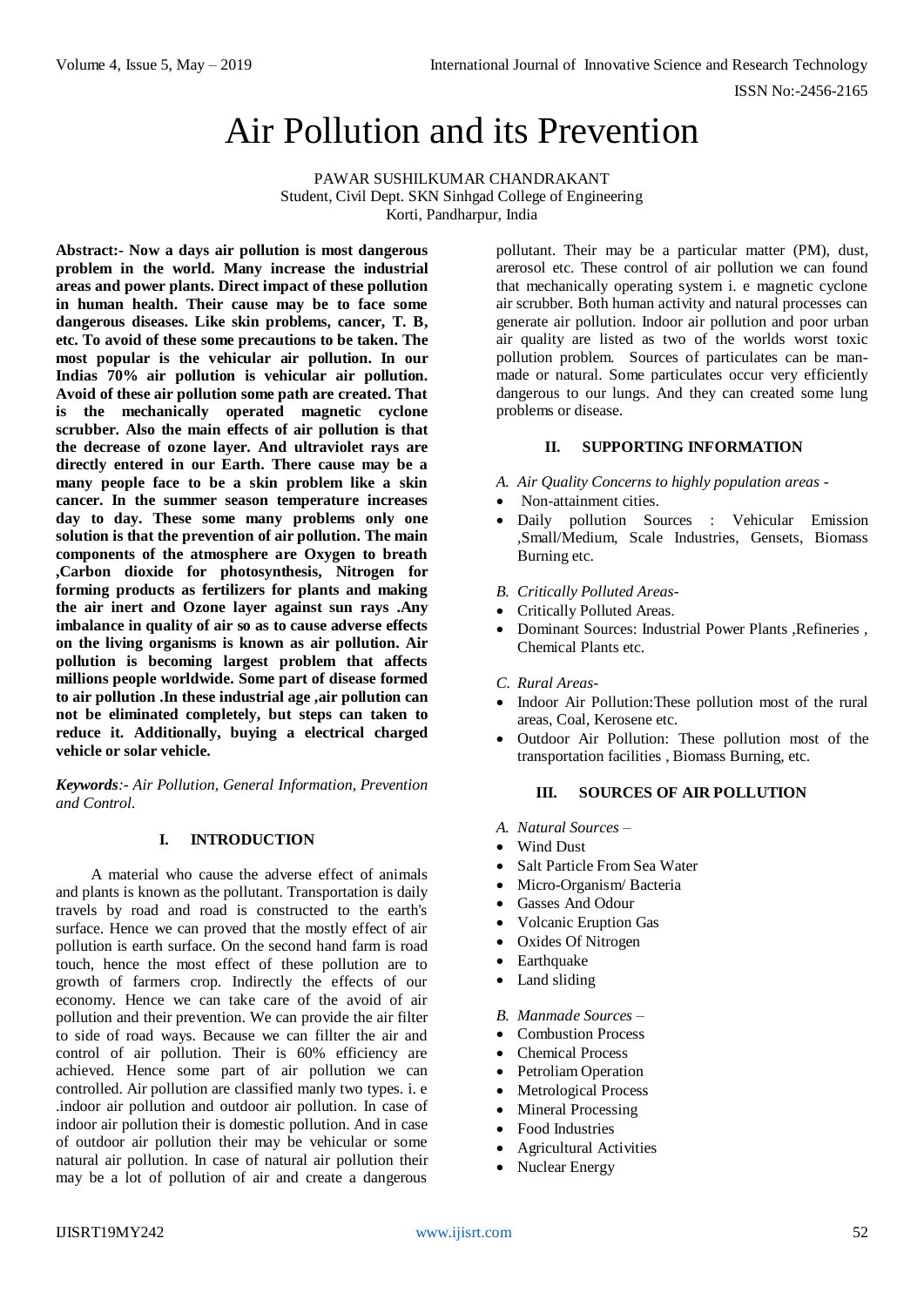# Air Pollution and its Prevention

PAWAR SUSHILKUMAR CHANDRAKANT
Student, Civil Dept. SKN Sinhgad College of Engineering
Korti, Pandharpur, India

**Abstract:- Now a days air pollution is most dangerous problem in the world. Many increase the industrial areas and power plants. Direct impact of these pollution in human health. Their cause may be to face some dangerous diseases. Like skin problems, cancer, T. B, etc. To avoid of these some precautions to be taken. The most popular is the vehicular air pollution. In our Indias 70% air pollution is vehicular air pollution. Avoid of these air pollution some path are created. That is the mechanically operated magnetic cyclone scrubber. Also the main effects of air pollution is that the decrease of ozone layer. And ultraviolet rays are directly entered in our Earth. There cause may be a many people face to be a skin problem like a skin cancer. In the summer season temperature increases day to day. These some many problems only one solution is that the prevention of air pollution. The main components of the atmosphere are Oxygen to breath ,Carbon dioxide for photosynthesis, Nitrogen for forming products as fertilizers for plants and making the air inert and Ozone layer against sun rays .Any imbalance in quality of air so as to cause adverse effects on the living organisms is known as air pollution. Air pollution is becoming largest problem that affects millions people worldwide. Some part of disease formed to air pollution .In these industrial age ,air pollution can not be eliminated completely, but steps can taken to reduce it. Additionally, buying a electrical charged vehicle or solar vehicle.**

***Keywords**:- Air Pollution, General Information, Prevention and Control.*

## I. INTRODUCTION

A material who cause the adverse effect of animals and plants is known as the pollutant. Transportation is daily travels by road and road is constructed to the earth's surface. Hence we can proved that the mostly effect of air pollution is earth surface. On the second hand farm is road touch, hence the most effect of these pollution are to growth of farmers crop. Indirectly the effects of our economy. Hence we can take care of the avoid of air pollution and their prevention. We can provide the air filter to side of road ways. Because we can fillter the air and control of air pollution. Their is 60% efficiency are achieved. Hence some part of air pollution we can controlled. Air pollution are classified manly two types. i. e .indoor air pollution and outdoor air pollution. In case of indoor air pollution their is domestic pollution. And in case of outdoor air pollution their may be vehicular or some natural air pollution. In case of natural air pollution their may be a lot of pollution of air and create a dangerous pollutant. Their may be a particular matter (PM), dust, arerosol etc. These control of air pollution we can found that mechanically operating system i. e magnetic cyclone air scrubber. Both human activity and natural processes can generate air pollution. Indoor air pollution and poor urban air quality are listed as two of the worlds worst toxic pollution problem. Sources of particulates can be man-made or natural. Some particulates occur very efficiently dangerous to our lungs. And they can created some lung problems or disease.

## II. SUPPORTING INFORMATION

*A. Air Quality Concerns to highly population areas -*

- Non-attainment cities.
- Daily pollution Sources : Vehicular Emission ,Small/Medium, Scale Industries, Gensets, Biomass Burning etc.

*B. Critically Polluted Areas-*

- Critically Polluted Areas.
- Dominant Sources: Industrial Power Plants ,Refineries , Chemical Plants etc.

*C. Rural Areas-*

- Indoor Air Pollution:These pollution most of the rural areas, Coal, Kerosene etc.
- Outdoor Air Pollution: These pollution most of the transportation facilities , Biomass Burning, etc.

## III. SOURCES OF AIR POLLUTION

*A. Natural Sources –*

- Wind Dust
- Salt Particle From Sea Water
- Micro-Organism/ Bacteria
- Gasses And Odour
- Volcanic Eruption Gas
- Oxides Of Nitrogen
- Earthquake
- Land sliding

*B. Manmade Sources –*

- Combustion Process
- Chemical Process
- Petroliam Operation
- Metrological Process
- Mineral Processing
- Food Industries
- Agricultural Activities
- Nuclear Energy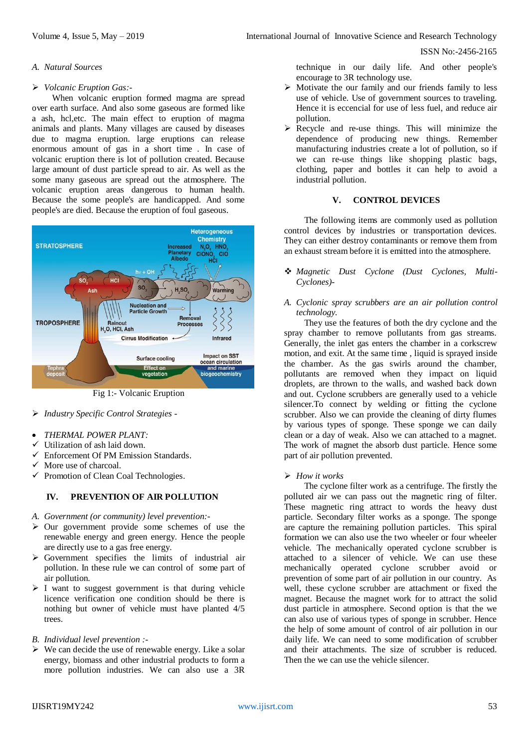*A. Natural Sources*

➢ *Volcanic Eruption Gas:-*

When volcanic eruption formed magma are spread over earth surface. And also some gaseous are formed like a ash, hcl,etc. The main effect to eruption of magma animals and plants. Many villages are caused by diseases due to magma eruption. large eruptions can release enormous amount of gas in a short time . In case of volcanic eruption there is lot of pollution created. Because large amount of dust particle spread to air. As well as the some many gaseous are spread out the atmosphere. The volcanic eruption areas dangerous to human health. Because the some people's are handicapped. And some people's are died. Because the eruption of foul gaseous.

Fig 1:- Volcanic Eruption

➢ *Industry Specific Control Strategies -*

- *THERMAL POWER PLANT:*
- ✓ Utilization of ash laid down.
- ✓ Enforcement Of PM Emission Standards.
- ✓ More use of charcoal.
- ✓ Promotion of Clean Coal Technologies.

## IV. PREVENTION OF AIR POLLUTION

*A. Government (or community) level prevention:-*

- ➢ Our government provide some schemes of use the renewable energy and green energy. Hence the people are directly use to a gas free energy.
- ➢ Government specifies the limits of industrial air pollution. In these rule we can control of some part of air pollution.
- ➢ I want to suggest government is that during vehicle licence verification one condition should be there is nothing but owner of vehicle must have planted 4/5 trees.

*B. Individual level prevention :-*

- ➢ We can decide the use of renewable energy. Like a solar energy, biomass and other industrial products to form a more pollution industries. We can also use a 3R technique in our daily life. And other people's encourage to 3R technology use.
- ➢ Motivate the our family and our friends family to less use of vehicle. Use of government sources to traveling. Hence it is eccencial for use of less fuel, and reduce air pollution.
- ➢ Recycle and re-use things. This will minimize the dependence of producing new things. Remember manufacturing industries create a lot of pollution, so if we can re-use things like shopping plastic bags, clothing, paper and bottles it can help to avoid a industrial pollution.

## V. CONTROL DEVICES

The following items are commonly used as pollution control devices by industries or transportation devices. They can either destroy contaminants or remove them from an exhaust stream before it is emitted into the atmosphere.

❖ *Magnetic Dust Cyclone (Dust Cyclones, Multi-Cyclones)-*

*A. Cyclonic spray scrubbers are an air pollution control technology.*

They use the features of both the dry cyclone and the spray chamber to remove pollutants from gas streams. Generally, the inlet gas enters the chamber in a corkscrew motion, and exit. At the same time , liquid is sprayed inside the chamber. As the gas swirls around the chamber, pollutants are removed when they impact on liquid droplets, are thrown to the walls, and washed back down and out. Cyclone scrubbers are generally used to a vehicle silencer.To connect by welding or fitting the cyclone scrubber. Also we can provide the cleaning of dirty flumes by various types of sponge. These sponge we can daily clean or a day of weak. Also we can attached to a magnet. The work of magnet the absorb dust particle. Hence some part of air pollution prevented.

➢ *How it works*

The cyclone filter work as a centrifuge. The firstly the polluted air we can pass out the magnetic ring of filter. These magnetic ring attract to words the heavy dust particle. Secondary filter works as a sponge. The sponge are capture the remaining pollution particles. This spiral formation we can also use the two wheeler or four wheeler vehicle. The mechanically operated cyclone scrubber is attached to a silencer of vehicle. We can use these mechanically operated cyclone scrubber avoid or prevention of some part of air pollution in our country. As well, these cyclone scrubber are attachment or fixed the magnet. Because the magnet work for to attract the solid dust particle in atmosphere. Second option is that the we can also use of various types of sponge in scrubber. Hence the help of some amount of control of air pollution in our daily life. We can need to some modification of scrubber and their attachments. The size of scrubber is reduced. Then the we can use the vehicle silencer.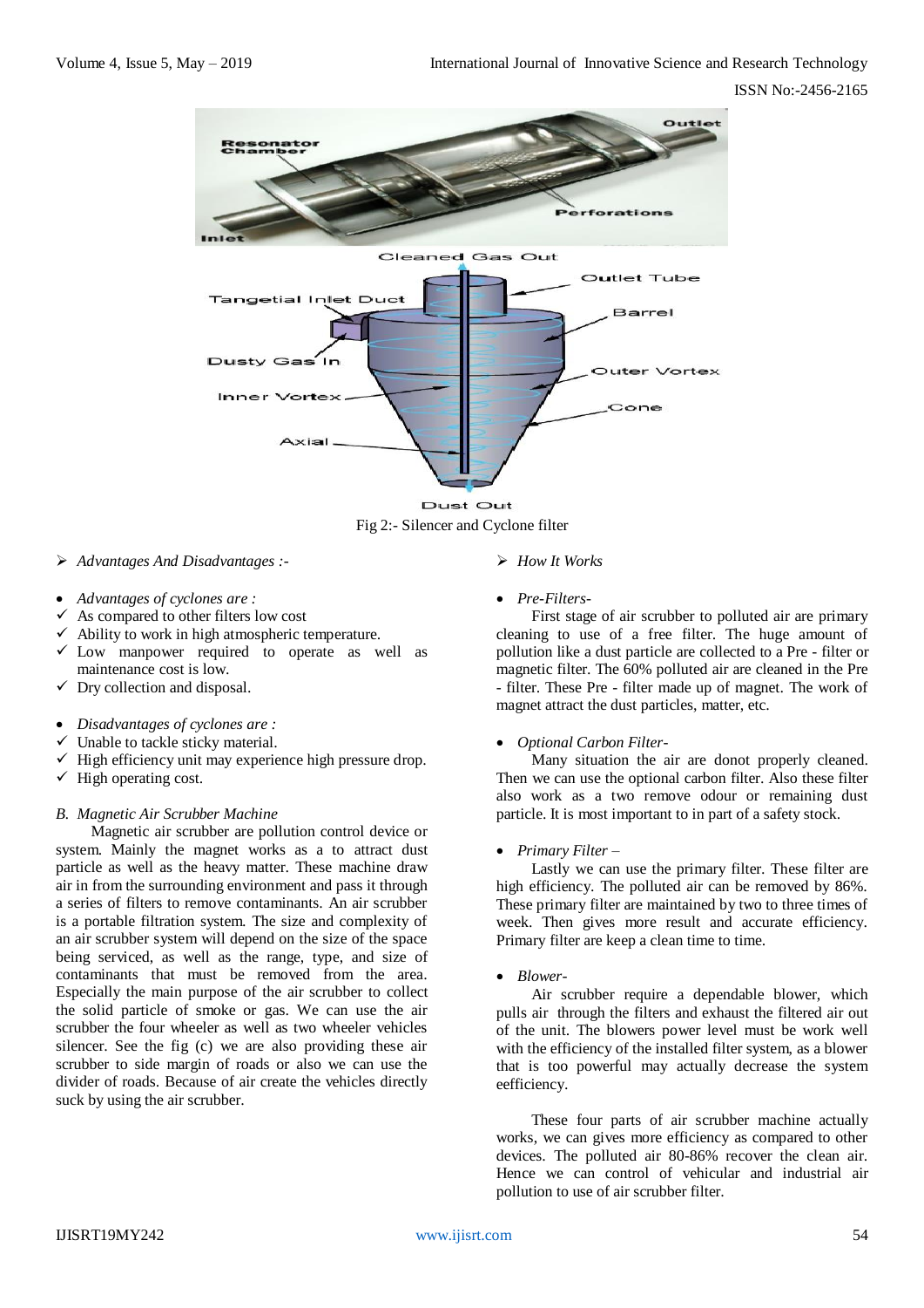Fig 2:- Silencer and Cyclone filter

- *Advantages And Disadvantages :-*

- *Advantages of cyclones are :*
  - ✓ As compared to other filters low cost
  - ✓ Ability to work in high atmospheric temperature.
  - ✓ Low manpower required to operate as well as maintenance cost is low.
  - ✓ Dry collection and disposal.

- *Disadvantages of cyclones are :*
  - ✓ Unable to tackle sticky material.
  - ✓ High efficiency unit may experience high pressure drop.
  - ✓ High operating cost.

### *B. Magnetic Air Scrubber Machine*

Magnetic air scrubber are pollution control device or system. Mainly the magnet works as a to attract dust particle as well as the heavy matter. These machine draw air in from the surrounding environment and pass it through a series of filters to remove contaminants. An air scrubber is a portable filtration system. The size and complexity of an air scrubber system will depend on the size of the space being serviced, as well as the range, type, and size of contaminants that must be removed from the area. Especially the main purpose of the air scrubber to collect the solid particle of smoke or gas. We can use the air scrubber the four wheeler as well as two wheeler vehicles silencer. See the fig (c) we are also providing these air scrubber to side margin of roads or also we can use the divider of roads. Because of air create the vehicles directly suck by using the air scrubber.

- *How It Works*

- *Pre-Filters-*

First stage of air scrubber to polluted air are primary cleaning to use of a free filter. The huge amount of pollution like a dust particle are collected to a Pre - filter or magnetic filter. The 60% polluted air are cleaned in the Pre - filter. These Pre - filter made up of magnet. The work of magnet attract the dust particles, matter, etc.

- *Optional Carbon Filter-*

Many situation the air are donot properly cleaned. Then we can use the optional carbon filter. Also these filter also work as a two remove odour or remaining dust particle. It is most important to in part of a safety stock.

- *Primary Filter –*

Lastly we can use the primary filter. These filter are high efficiency. The polluted air can be removed by 86%. These primary filter are maintained by two to three times of week. Then gives more result and accurate efficiency. Primary filter are keep a clean time to time.

- *Blower-*

Air scrubber require a dependable blower, which pulls air through the filters and exhaust the filtered air out of the unit. The blowers power level must be work well with the efficiency of the installed filter system, as a blower that is too powerful may actually decrease the system eefficiency.

These four parts of air scrubber machine actually works, we can gives more efficiency as compared to other devices. The polluted air 80-86% recover the clean air. Hence we can control of vehicular and industrial air pollution to use of air scrubber filter.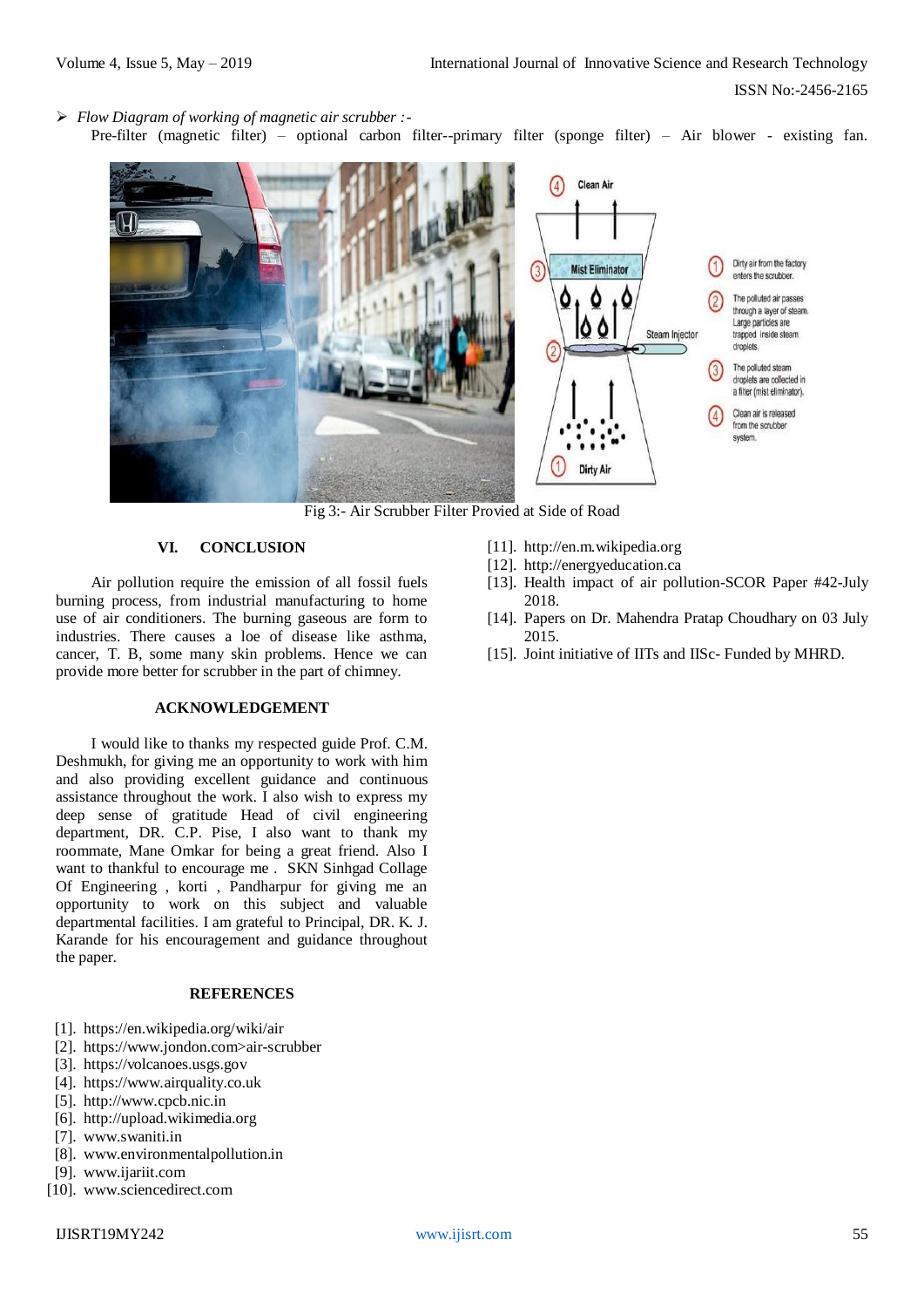➢ *Flow Diagram of working of magnetic air scrubber :-*

Pre-filter (magnetic filter) – optional carbon filter--primary filter (sponge filter) – Air blower - existing fan.

Fig 3:- Air Scrubber Filter Provied at Side of Road

## VI. CONCLUSION

Air pollution require the emission of all fossil fuels burning process, from industrial manufacturing to home use of air conditioners. The burning gaseous are form to industries. There causes a loe of disease like asthma, cancer, T. B, some many skin problems. Hence we can provide more better for scrubber in the part of chimney.

## ACKNOWLEDGEMENT

I would like to thanks my respected guide Prof. C.M. Deshmukh, for giving me an opportunity to work with him and also providing excellent guidance and continuous assistance throughout the work. I also wish to express my deep sense of gratitude Head of civil engineering department, DR. C.P. Pise, I also want to thank my roommate, Mane Omkar for being a great friend. Also I want to thankful to encourage me . SKN Sinhgad Collage Of Engineering , korti , Pandharpur for giving me an opportunity to work on this subject and valuable departmental facilities. I am grateful to Principal, DR. K. J. Karande for his encouragement and guidance throughout the paper.

## REFERENCES

[1]. https://en.wikipedia.org/wiki/air
[2]. https://www.jondon.com>air-scrubber
[3]. https://volcanoes.usgs.gov
[4]. https://www.airquality.co.uk
[5]. http://www.cpcb.nic.in
[6]. http://upload.wikimedia.org
[7]. www.swaniti.in
[8]. www.environmentalpollution.in
[9]. www.ijariit.com
[10]. www.sciencedirect.com
[11]. http://en.m.wikipedia.org
[12]. http://energyeducation.ca
[13]. Health impact of air pollution-SCOR Paper #42-July 2018.
[14]. Papers on Dr. Mahendra Pratap Choudhary on 03 July 2015.
[15]. Joint initiative of IITs and IISc- Funded by MHRD.